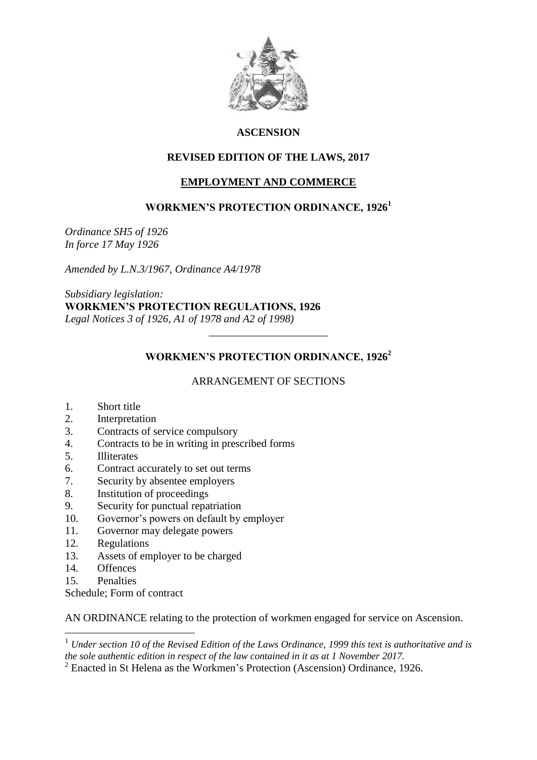# ASCENSION

## REVISED EDITION OF THE LAWS, 2017

## EMPLOYMENT AND COMMERCE

## WORKMEN'S PROTECTION ORDINANCE, 1926[1]

*Ordinance SH5 of 1926*
*In force 17 May 1926*

*Amended by L.N.3/1967, Ordinance A4/1978*

*Subsidiary legislation:*
**WORKMEN'S PROTECTION REGULATIONS, 1926**
*Legal Notices 3 of 1926, A1 of 1978 and A2 of 1998)*

---

## WORKMEN'S PROTECTION ORDINANCE, 1926[2]

### ARRANGEMENT OF SECTIONS

1. Short title
2. Interpretation
3. Contracts of service compulsory
4. Contracts to be in writing in prescribed forms
5. Illiterates
6. Contract accurately to set out terms
7. Security by absentee employers
8. Institution of proceedings
9. Security for punctual repatriation
10. Governor's powers on default by employer
11. Governor may delegate powers
12. Regulations
13. Assets of employer to be charged
14. Offences
15. Penalties

Schedule; Form of contract

AN ORDINANCE relating to the protection of workmen engaged for service on Ascension.

---

[1] *Under section 10 of the Revised Edition of the Laws Ordinance, 1999 this text is authoritative and is the sole authentic edition in respect of the law contained in it as at 1 November 2017.*

[2] Enacted in St Helena as the Workmen's Protection (Ascension) Ordinance, 1926.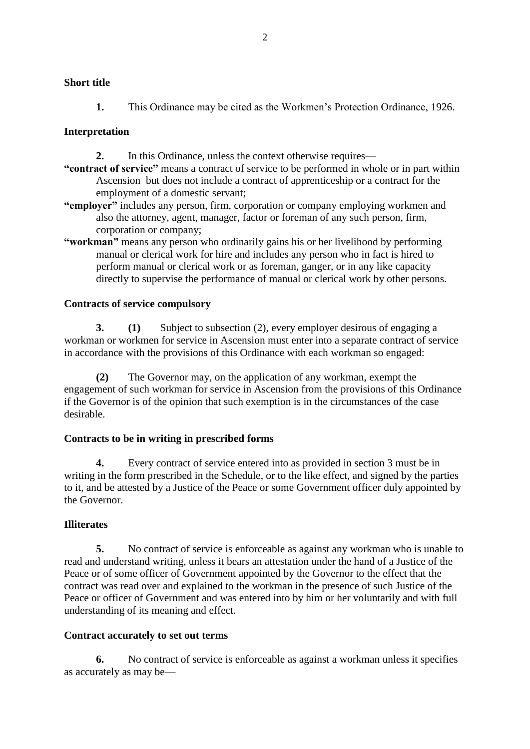**Short title**

**1.** This Ordinance may be cited as the Workmen's Protection Ordinance, 1926.

**Interpretation**

**2.** In this Ordinance, unless the context otherwise requires—

**"contract of service"** means a contract of service to be performed in whole or in part within Ascension but does not include a contract of apprenticeship or a contract for the employment of a domestic servant;

**"employer"** includes any person, firm, corporation or company employing workmen and also the attorney, agent, manager, factor or foreman of any such person, firm, corporation or company;

**"workman"** means any person who ordinarily gains his or her livelihood by performing manual or clerical work for hire and includes any person who in fact is hired to perform manual or clerical work or as foreman, ganger, or in any like capacity directly to supervise the performance of manual or clerical work by other persons.

**Contracts of service compulsory**

**3. (1)** Subject to subsection (2), every employer desirous of engaging a workman or workmen for service in Ascension must enter into a separate contract of service in accordance with the provisions of this Ordinance with each workman so engaged:

**(2)** The Governor may, on the application of any workman, exempt the engagement of such workman for service in Ascension from the provisions of this Ordinance if the Governor is of the opinion that such exemption is in the circumstances of the case desirable.

**Contracts to be in writing in prescribed forms**

**4.** Every contract of service entered into as provided in section 3 must be in writing in the form prescribed in the Schedule, or to the like effect, and signed by the parties to it, and be attested by a Justice of the Peace or some Government officer duly appointed by the Governor.

**Illiterates**

**5.** No contract of service is enforceable as against any workman who is unable to read and understand writing, unless it bears an attestation under the hand of a Justice of the Peace or of some officer of Government appointed by the Governor to the effect that the contract was read over and explained to the workman in the presence of such Justice of the Peace or officer of Government and was entered into by him or her voluntarily and with full understanding of its meaning and effect.

**Contract accurately to set out terms**

**6.** No contract of service is enforceable as against a workman unless it specifies as accurately as may be—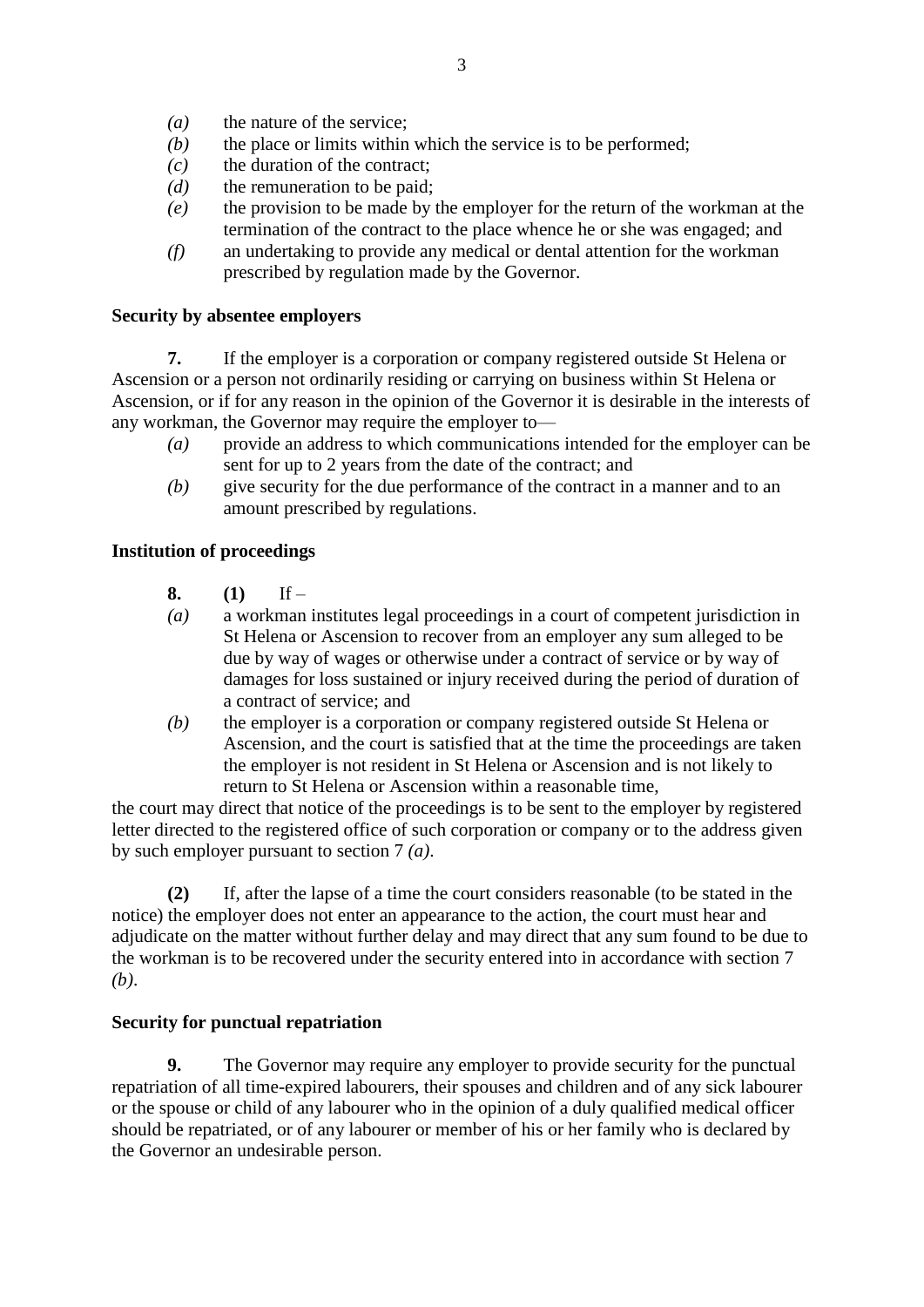*(a)* the nature of the service;

*(b)* the place or limits within which the service is to be performed;

*(c)* the duration of the contract;

*(d)* the remuneration to be paid;

*(e)* the provision to be made by the employer for the return of the workman at the termination of the contract to the place whence he or she was engaged; and

*(f)* an undertaking to provide any medical or dental attention for the workman prescribed by regulation made by the Governor.

**Security by absentee employers**

**7.** If the employer is a corporation or company registered outside St Helena or Ascension or a person not ordinarily residing or carrying on business within St Helena or Ascension, or if for any reason in the opinion of the Governor it is desirable in the interests of any workman, the Governor may require the employer to—

*(a)* provide an address to which communications intended for the employer can be sent for up to 2 years from the date of the contract; and

*(b)* give security for the due performance of the contract in a manner and to an amount prescribed by regulations.

**Institution of proceedings**

**8. (1)** If –

*(a)* a workman institutes legal proceedings in a court of competent jurisdiction in St Helena or Ascension to recover from an employer any sum alleged to be due by way of wages or otherwise under a contract of service or by way of damages for loss sustained or injury received during the period of duration of a contract of service; and

*(b)* the employer is a corporation or company registered outside St Helena or Ascension, and the court is satisfied that at the time the proceedings are taken the employer is not resident in St Helena or Ascension and is not likely to return to St Helena or Ascension within a reasonable time,

the court may direct that notice of the proceedings is to be sent to the employer by registered letter directed to the registered office of such corporation or company or to the address given by such employer pursuant to section 7 *(a)*.

**(2)** If, after the lapse of a time the court considers reasonable (to be stated in the notice) the employer does not enter an appearance to the action, the court must hear and adjudicate on the matter without further delay and may direct that any sum found to be due to the workman is to be recovered under the security entered into in accordance with section 7 *(b)*.

**Security for punctual repatriation**

**9.** The Governor may require any employer to provide security for the punctual repatriation of all time-expired labourers, their spouses and children and of any sick labourer or the spouse or child of any labourer who in the opinion of a duly qualified medical officer should be repatriated, or of any labourer or member of his or her family who is declared by the Governor an undesirable person.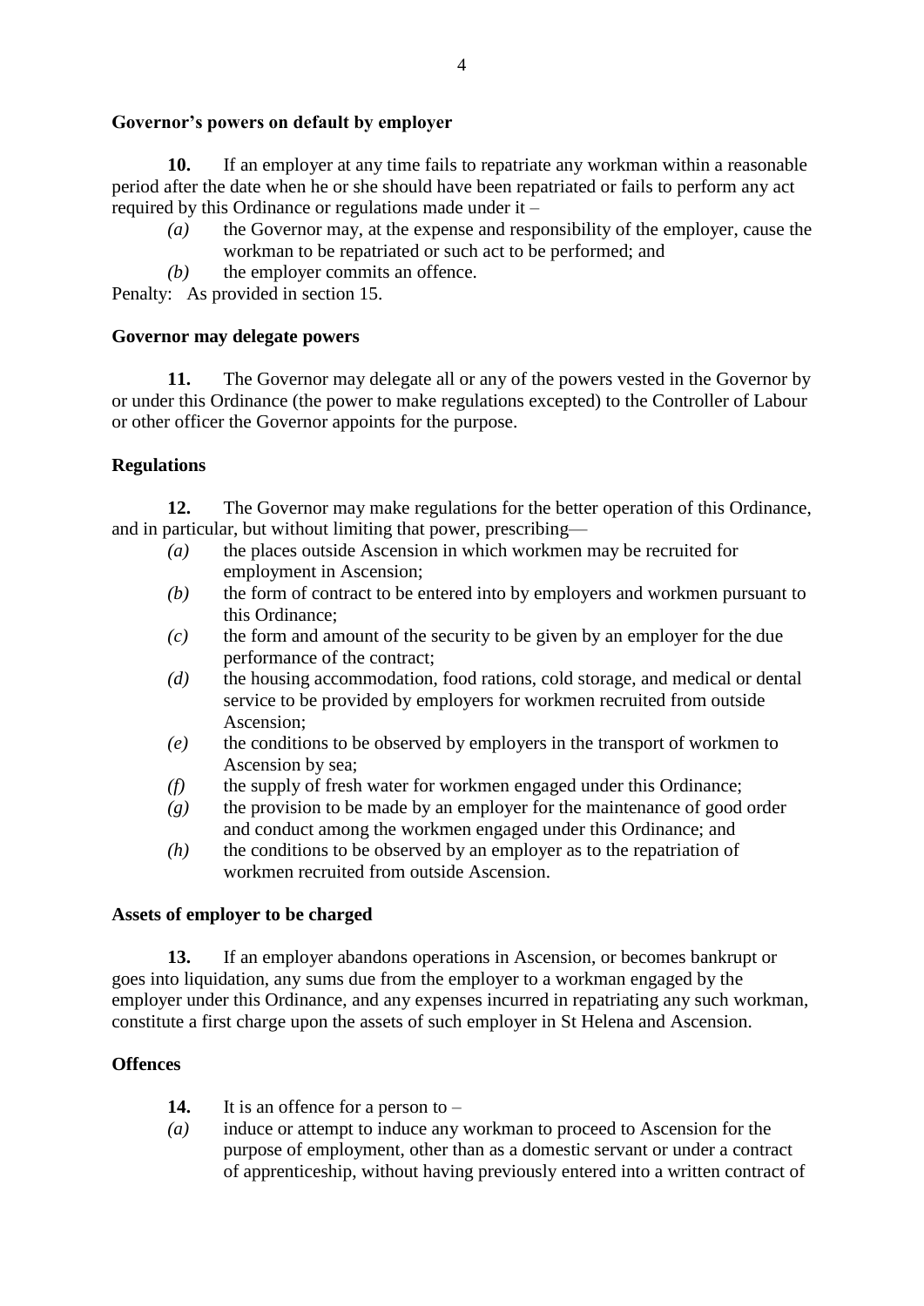**Governor's powers on default by employer**

**10.** If an employer at any time fails to repatriate any workman within a reasonable period after the date when he or she should have been repatriated or fails to perform any act required by this Ordinance or regulations made under it –

*(a)* the Governor may, at the expense and responsibility of the employer, cause the workman to be repatriated or such act to be performed; and

*(b)* the employer commits an offence.

Penalty: As provided in section 15.

**Governor may delegate powers**

**11.** The Governor may delegate all or any of the powers vested in the Governor by or under this Ordinance (the power to make regulations excepted) to the Controller of Labour or other officer the Governor appoints for the purpose.

**Regulations**

**12.** The Governor may make regulations for the better operation of this Ordinance, and in particular, but without limiting that power, prescribing—

*(a)* the places outside Ascension in which workmen may be recruited for employment in Ascension;

*(b)* the form of contract to be entered into by employers and workmen pursuant to this Ordinance;

*(c)* the form and amount of the security to be given by an employer for the due performance of the contract;

*(d)* the housing accommodation, food rations, cold storage, and medical or dental service to be provided by employers for workmen recruited from outside Ascension;

*(e)* the conditions to be observed by employers in the transport of workmen to Ascension by sea;

*(f)* the supply of fresh water for workmen engaged under this Ordinance;

*(g)* the provision to be made by an employer for the maintenance of good order and conduct among the workmen engaged under this Ordinance; and

*(h)* the conditions to be observed by an employer as to the repatriation of workmen recruited from outside Ascension.

**Assets of employer to be charged**

**13.** If an employer abandons operations in Ascension, or becomes bankrupt or goes into liquidation, any sums due from the employer to a workman engaged by the employer under this Ordinance, and any expenses incurred in repatriating any such workman, constitute a first charge upon the assets of such employer in St Helena and Ascension.

**Offences**

**14.** It is an offence for a person to –

*(a)* induce or attempt to induce any workman to proceed to Ascension for the purpose of employment, other than as a domestic servant or under a contract of apprenticeship, without having previously entered into a written contract of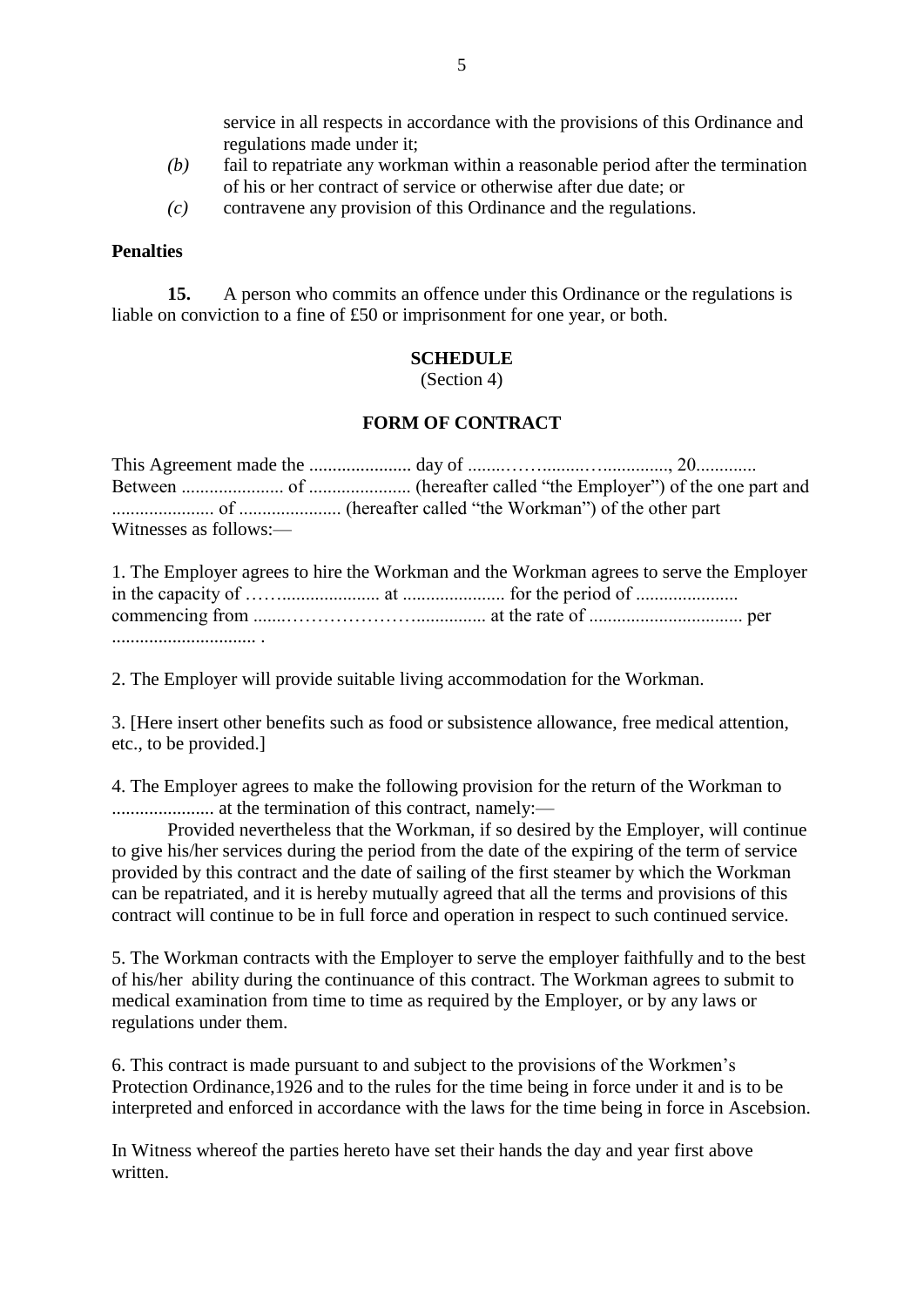service in all respects in accordance with the provisions of this Ordinance and regulations made under it;

*(b)* fail to repatriate any workman within a reasonable period after the termination of his or her contract of service or otherwise after due date; or

*(c)* contravene any provision of this Ordinance and the regulations.

**Penalties**

**15.** A person who commits an offence under this Ordinance or the regulations is liable on conviction to a fine of £50 or imprisonment for one year, or both.

## SCHEDULE

(Section 4)

## FORM OF CONTRACT

This Agreement made the ...................... day of ........……..........…..............., 20.............
Between ...................... of ...................... (hereafter called "the Employer") of the one part and ...................... of ...................... (hereafter called "the Workman") of the other part
Witnesses as follows:—

1. The Employer agrees to hire the Workman and the Workman agrees to serve the Employer in the capacity of ……...................... at ...................... for the period of ......................
commencing from .......…………………................ at the rate of ................................. per ............................... .

2. The Employer will provide suitable living accommodation for the Workman.

3. [Here insert other benefits such as food or subsistence allowance, free medical attention, etc., to be provided.]

4. The Employer agrees to make the following provision for the return of the Workman to ...................... at the termination of this contract, namely:—

Provided nevertheless that the Workman, if so desired by the Employer, will continue to give his/her services during the period from the date of the expiring of the term of service provided by this contract and the date of sailing of the first steamer by which the Workman can be repatriated, and it is hereby mutually agreed that all the terms and provisions of this contract will continue to be in full force and operation in respect to such continued service.

5. The Workman contracts with the Employer to serve the employer faithfully and to the best of his/her ability during the continuance of this contract. The Workman agrees to submit to medical examination from time to time as required by the Employer, or by any laws or regulations under them.

6. This contract is made pursuant to and subject to the provisions of the Workmen's Protection Ordinance,1926 and to the rules for the time being in force under it and is to be interpreted and enforced in accordance with the laws for the time being in force in Ascebsion.

In Witness whereof the parties hereto have set their hands the day and year first above written.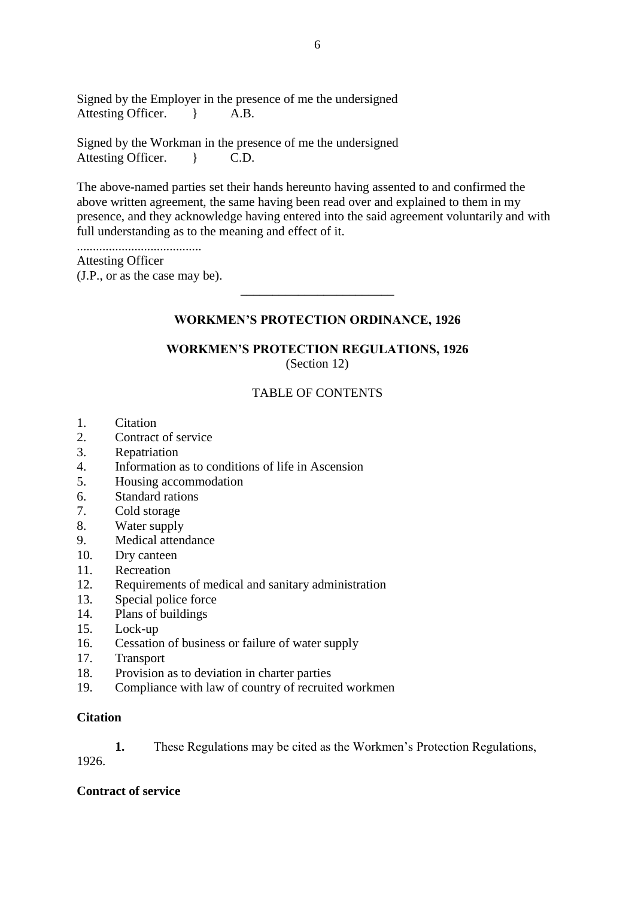Signed by the Employer in the presence of me the undersigned
Attesting Officer. } A.B.

Signed by the Workman in the presence of me the undersigned
Attesting Officer. } C.D.

The above-named parties set their hands hereunto having assented to and confirmed the above written agreement, the same having been read over and explained to them in my presence, and they acknowledge having entered into the said agreement voluntarily and with full understanding as to the meaning and effect of it.

.......................................
Attesting Officer
(J.P., or as the case may be).

---

## WORKMEN'S PROTECTION ORDINANCE, 1926

## WORKMEN'S PROTECTION REGULATIONS, 1926

(Section 12)

TABLE OF CONTENTS

1. Citation
2. Contract of service
3. Repatriation
4. Information as to conditions of life in Ascension
5. Housing accommodation
6. Standard rations
7. Cold storage
8. Water supply
9. Medical attendance
10. Dry canteen
11. Recreation
12. Requirements of medical and sanitary administration
13. Special police force
14. Plans of buildings
15. Lock-up
16. Cessation of business or failure of water supply
17. Transport
18. Provision as to deviation in charter parties
19. Compliance with law of country of recruited workmen

**Citation**

**1.** These Regulations may be cited as the Workmen's Protection Regulations, 1926.

**Contract of service**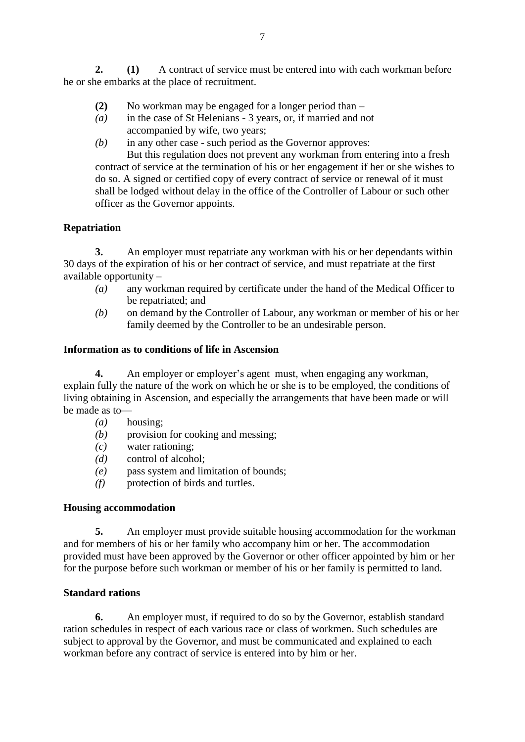**2. (1)** A contract of service must be entered into with each workman before he or she embarks at the place of recruitment.

**(2)** No workman may be engaged for a longer period than –

*(a)* in the case of St Helenians - 3 years, or, if married and not accompanied by wife, two years;

*(b)* in any other case - such period as the Governor approves:

But this regulation does not prevent any workman from entering into a fresh contract of service at the termination of his or her engagement if her or she wishes to do so. A signed or certified copy of every contract of service or renewal of it must shall be lodged without delay in the office of the Controller of Labour or such other officer as the Governor appoints.

**Repatriation**

**3.** An employer must repatriate any workman with his or her dependants within 30 days of the expiration of his or her contract of service, and must repatriate at the first available opportunity –

*(a)* any workman required by certificate under the hand of the Medical Officer to be repatriated; and

*(b)* on demand by the Controller of Labour, any workman or member of his or her family deemed by the Controller to be an undesirable person.

**Information as to conditions of life in Ascension**

**4.** An employer or employer's agent must, when engaging any workman, explain fully the nature of the work on which he or she is to be employed, the conditions of living obtaining in Ascension, and especially the arrangements that have been made or will be made as to—

*(a)* housing;

*(b)* provision for cooking and messing;

*(c)* water rationing;

*(d)* control of alcohol;

*(e)* pass system and limitation of bounds;

*(f)* protection of birds and turtles.

**Housing accommodation**

**5.** An employer must provide suitable housing accommodation for the workman and for members of his or her family who accompany him or her. The accommodation provided must have been approved by the Governor or other officer appointed by him or her for the purpose before such workman or member of his or her family is permitted to land.

**Standard rations**

**6.** An employer must, if required to do so by the Governor, establish standard ration schedules in respect of each various race or class of workmen. Such schedules are subject to approval by the Governor, and must be communicated and explained to each workman before any contract of service is entered into by him or her.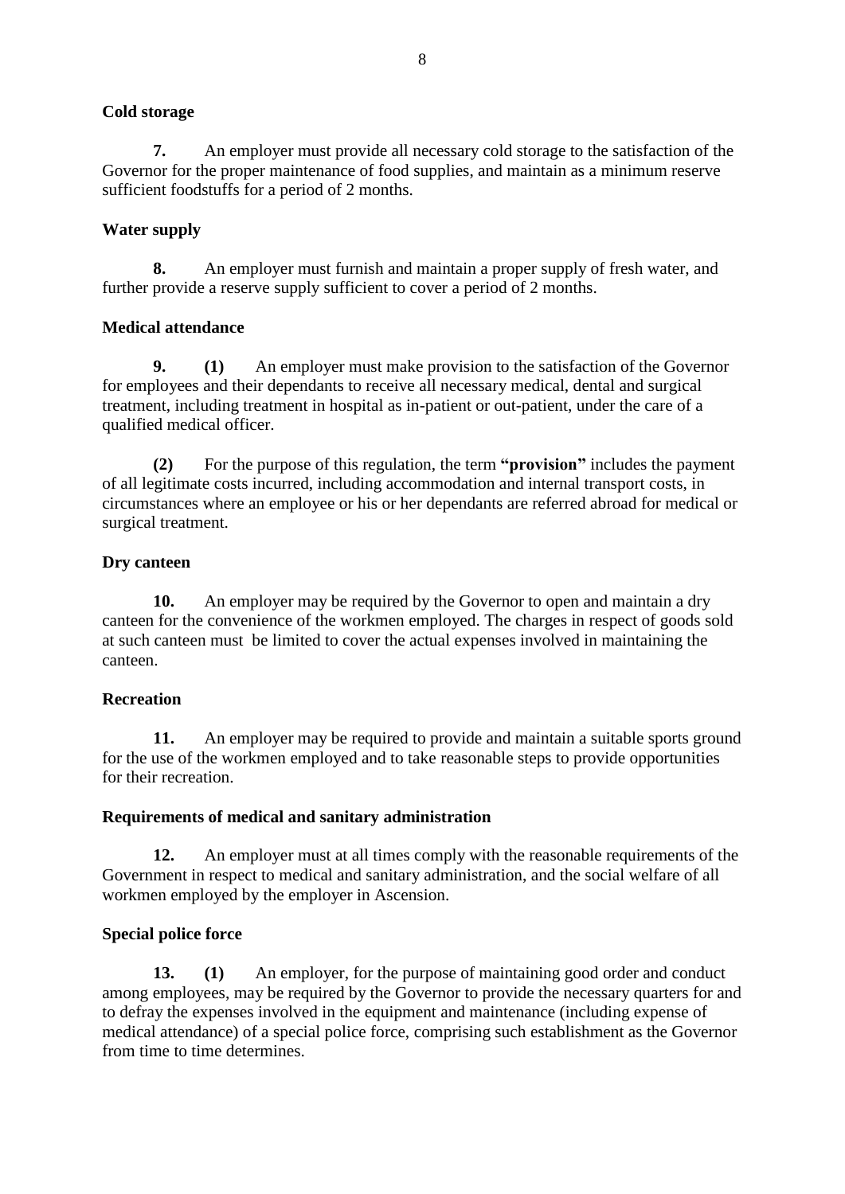**Cold storage**

**7.** An employer must provide all necessary cold storage to the satisfaction of the Governor for the proper maintenance of food supplies, and maintain as a minimum reserve sufficient foodstuffs for a period of 2 months.

**Water supply**

**8.** An employer must furnish and maintain a proper supply of fresh water, and further provide a reserve supply sufficient to cover a period of 2 months.

**Medical attendance**

**9. (1)** An employer must make provision to the satisfaction of the Governor for employees and their dependants to receive all necessary medical, dental and surgical treatment, including treatment in hospital as in-patient or out-patient, under the care of a qualified medical officer.

**(2)** For the purpose of this regulation, the term **"provision"** includes the payment of all legitimate costs incurred, including accommodation and internal transport costs, in circumstances where an employee or his or her dependants are referred abroad for medical or surgical treatment.

**Dry canteen**

**10.** An employer may be required by the Governor to open and maintain a dry canteen for the convenience of the workmen employed. The charges in respect of goods sold at such canteen must be limited to cover the actual expenses involved in maintaining the canteen.

**Recreation**

**11.** An employer may be required to provide and maintain a suitable sports ground for the use of the workmen employed and to take reasonable steps to provide opportunities for their recreation.

**Requirements of medical and sanitary administration**

**12.** An employer must at all times comply with the reasonable requirements of the Government in respect to medical and sanitary administration, and the social welfare of all workmen employed by the employer in Ascension.

**Special police force**

**13. (1)** An employer, for the purpose of maintaining good order and conduct among employees, may be required by the Governor to provide the necessary quarters for and to defray the expenses involved in the equipment and maintenance (including expense of medical attendance) of a special police force, comprising such establishment as the Governor from time to time determines.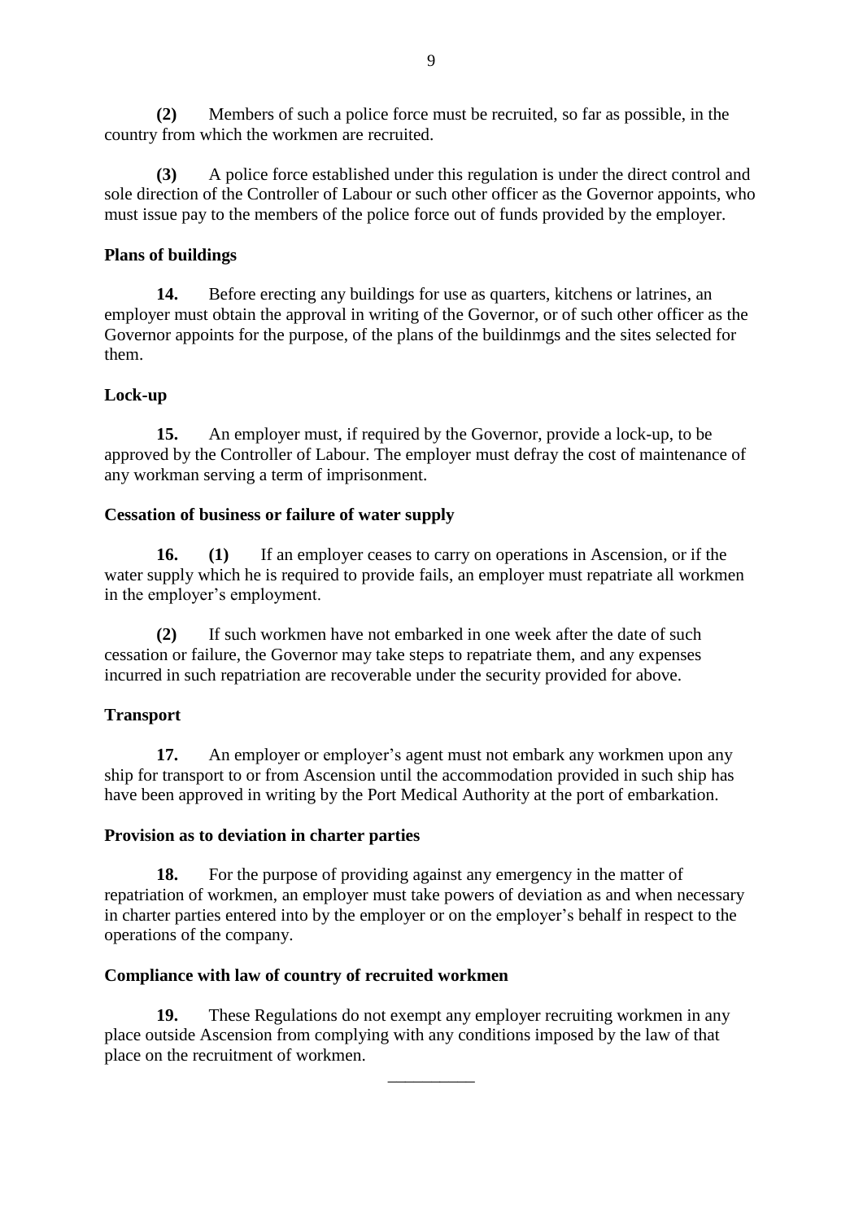**(2)** Members of such a police force must be recruited, so far as possible, in the country from which the workmen are recruited.

**(3)** A police force established under this regulation is under the direct control and sole direction of the Controller of Labour or such other officer as the Governor appoints, who must issue pay to the members of the police force out of funds provided by the employer.

**Plans of buildings**

**14.** Before erecting any buildings for use as quarters, kitchens or latrines, an employer must obtain the approval in writing of the Governor, or of such other officer as the Governor appoints for the purpose, of the plans of the buildinmgs and the sites selected for them.

**Lock-up**

**15.** An employer must, if required by the Governor, provide a lock-up, to be approved by the Controller of Labour. The employer must defray the cost of maintenance of any workman serving a term of imprisonment.

**Cessation of business or failure of water supply**

**16. (1)** If an employer ceases to carry on operations in Ascension, or if the water supply which he is required to provide fails, an employer must repatriate all workmen in the employer's employment.

**(2)** If such workmen have not embarked in one week after the date of such cessation or failure, the Governor may take steps to repatriate them, and any expenses incurred in such repatriation are recoverable under the security provided for above.

**Transport**

**17.** An employer or employer's agent must not embark any workmen upon any ship for transport to or from Ascension until the accommodation provided in such ship has have been approved in writing by the Port Medical Authority at the port of embarkation.

**Provision as to deviation in charter parties**

**18.** For the purpose of providing against any emergency in the matter of repatriation of workmen, an employer must take powers of deviation as and when necessary in charter parties entered into by the employer or on the employer's behalf in respect to the operations of the company.

**Compliance with law of country of recruited workmen**

**19.** These Regulations do not exempt any employer recruiting workmen in any place outside Ascension from complying with any conditions imposed by the law of that place on the recruitment of workmen.

__________